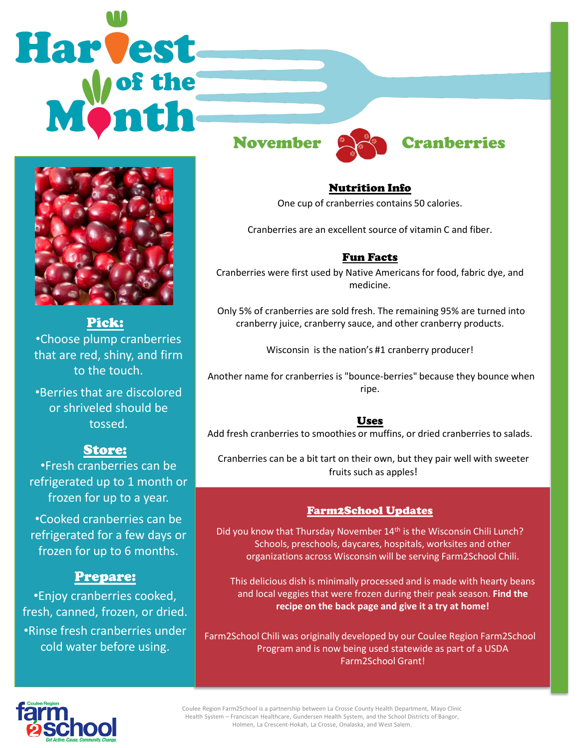# Harvest of the Month

## November — Cranberries

### Pick:

- Choose plump cranberries that are red, shiny, and firm to the touch.
- Berries that are discolored or shriveled should be tossed.

### Store:

- Fresh cranberries can be refrigerated up to 1 month or frozen for up to a year.
- Cooked cranberries can be refrigerated for a few days or frozen for up to 6 months.

### Prepare:

- Enjoy cranberries cooked, fresh, canned, frozen, or dried.
- Rinse fresh cranberries under cold water before using.

### Nutrition Info

One cup of cranberries contains 50 calories.

Cranberries are an excellent source of vitamin C and fiber.

### Fun Facts

Cranberries were first used by Native Americans for food, fabric dye, and medicine.

Only 5% of cranberries are sold fresh. The remaining 95% are turned into cranberry juice, cranberry sauce, and other cranberry products.

Wisconsin is the nation's #1 cranberry producer!

Another name for cranberries is "bounce-berries" because they bounce when ripe.

### Uses

Add fresh cranberries to smoothies or muffins, or dried cranberries to salads.

Cranberries can be a bit tart on their own, but they pair well with sweeter fruits such as apples!

### Farm2School Updates

Did you know that Thursday November 14th is the Wisconsin Chili Lunch? Schools, preschools, daycares, hospitals, worksites and other organizations across Wisconsin will be serving Farm2School Chili.

This delicious dish is minimally processed and is made with hearty beans and local veggies that were frozen during their peak season. **Find the recipe on the back page and give it a try at home!**

Farm2School Chili was originally developed by our Coulee Region Farm2School Program and is now being used statewide as part of a USDA Farm2School Grant!

Coulee Region farm2school — Get Active. Cause. Community. Change.

Coulee Region Farm2School is a partnership between La Crosse County Health Department, Mayo Clinic Health System – Franciscan Healthcare, Gundersen Health System, and the School Districts of Bangor, Holmen, La Crescent-Hokah, La Crosse, Onalaska, and West Salem.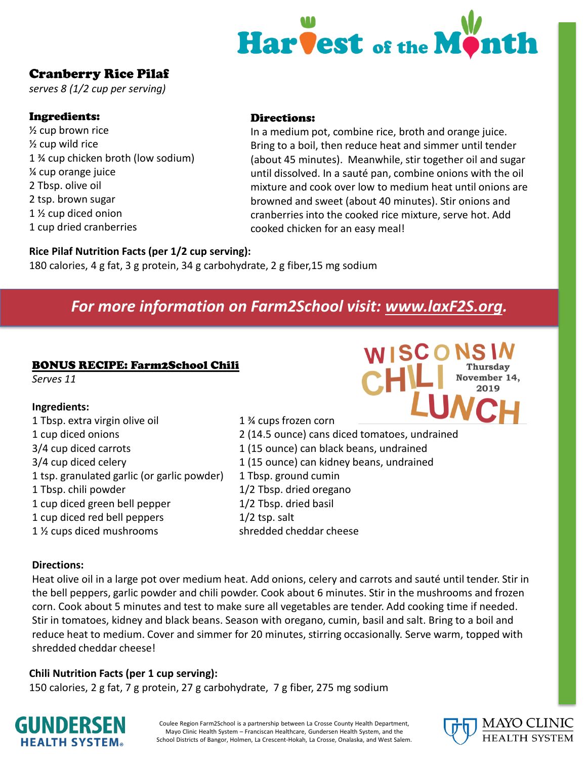# Harvest of the Month

## Cranberry Rice Pilaf

*serves 8 (1/2 cup per serving)*

### Ingredients:

½ cup brown rice
½ cup wild rice
1 ¾ cup chicken broth (low sodium)
¼ cup orange juice
2 Tbsp. olive oil
2 tsp. brown sugar
1 ½ cup diced onion
1 cup dried cranberries

### Directions:

In a medium pot, combine rice, broth and orange juice. Bring to a boil, then reduce heat and simmer until tender (about 45 minutes). Meanwhile, stir together oil and sugar until dissolved. In a sauté pan, combine onions with the oil mixture and cook over low to medium heat until onions are browned and sweet (about 40 minutes). Stir onions and cranberries into the cooked rice mixture, serve hot. Add cooked chicken for an easy meal!

**Rice Pilaf Nutrition Facts (per 1/2 cup serving):**
180 calories, 4 g fat, 3 g protein, 34 g carbohydrate, 2 g fiber,15 mg sodium

***For more information on Farm2School visit: www.laxF2S.org.***

## BONUS RECIPE: Farm2School Chili

*Serves 11*

WISCONSIN CHILI LUNCH
Thursday November 14, 2019

**Ingredients:**

1 Tbsp. extra virgin olive oil
1 cup diced onions
3/4 cup diced carrots
3/4 cup diced celery
1 tsp. granulated garlic (or garlic powder)
1 Tbsp. chili powder
1 cup diced green bell pepper
1 cup diced red bell peppers
1 ½ cups diced mushrooms
1 ¾ cups frozen corn
2 (14.5 ounce) cans diced tomatoes, undrained
1 (15 ounce) can black beans, undrained
1 (15 ounce) can kidney beans, undrained
1 Tbsp. ground cumin
1/2 Tbsp. dried oregano
1/2 Tbsp. dried basil
1/2 tsp. salt
shredded cheddar cheese

**Directions:**

Heat olive oil in a large pot over medium heat. Add onions, celery and carrots and sauté until tender. Stir in the bell peppers, garlic powder and chili powder. Cook about 6 minutes. Stir in the mushrooms and frozen corn. Cook about 5 minutes and test to make sure all vegetables are tender. Add cooking time if needed. Stir in tomatoes, kidney and black beans. Season with oregano, cumin, basil and salt. Bring to a boil and reduce heat to medium. Cover and simmer for 20 minutes, stirring occasionally. Serve warm, topped with shredded cheddar cheese!

**Chili Nutrition Facts (per 1 cup serving):**
150 calories, 2 g fat, 7 g protein, 27 g carbohydrate, 7 g fiber, 275 mg sodium

GUNDERSEN HEALTH SYSTEM®

Coulee Region Farm2School is a partnership between La Crosse County Health Department, Mayo Clinic Health System – Franciscan Healthcare, Gundersen Health System, and the School Districts of Bangor, Holmen, La Crescent-Hokah, La Crosse, Onalaska, and West Salem.

MAYO CLINIC HEALTH SYSTEM